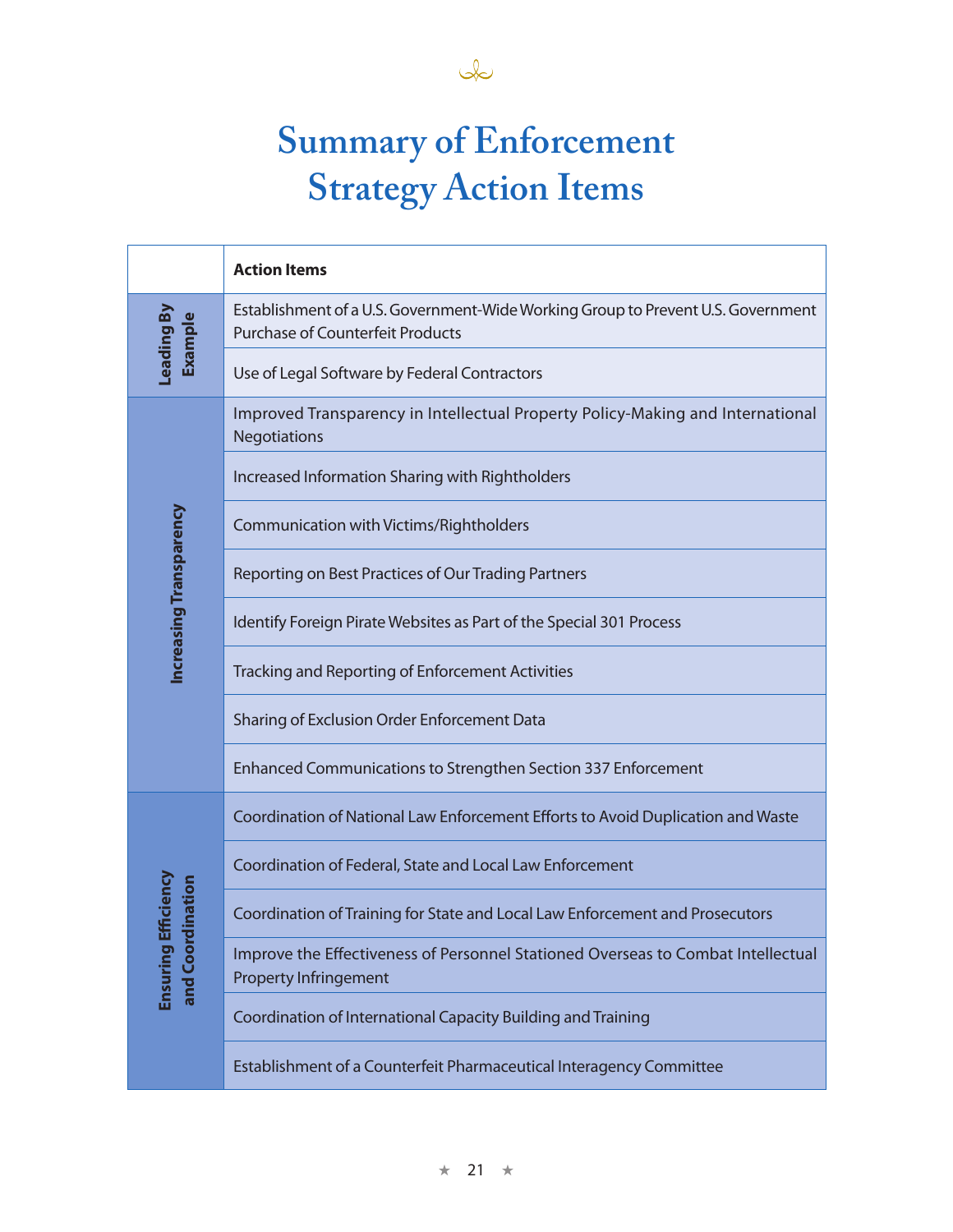# Summary of Enforcement Strategy Action Items

| | Action Items |
|---|---|
| Leading By Example | Establishment of a U.S. Government-Wide Working Group to Prevent U.S. Government Purchase of Counterfeit Products |
| | Use of Legal Software by Federal Contractors |
| Increasing Transparency | Improved Transparency in Intellectual Property Policy-Making and International Negotiations |
| | Increased Information Sharing with Rightholders |
| | Communication with Victims/Rightholders |
| | Reporting on Best Practices of Our Trading Partners |
| | Identify Foreign Pirate Websites as Part of the Special 301 Process |
| | Tracking and Reporting of Enforcement Activities |
| | Sharing of Exclusion Order Enforcement Data |
| | Enhanced Communications to Strengthen Section 337 Enforcement |
| Ensuring Efficiency and Coordination | Coordination of National Law Enforcement Efforts to Avoid Duplication and Waste |
| | Coordination of Federal, State and Local Law Enforcement |
| | Coordination of Training for State and Local Law Enforcement and Prosecutors |
| | Improve the Effectiveness of Personnel Stationed Overseas to Combat Intellectual Property Infringement |
| | Coordination of International Capacity Building and Training |
| | Establishment of a Counterfeit Pharmaceutical Interagency Committee |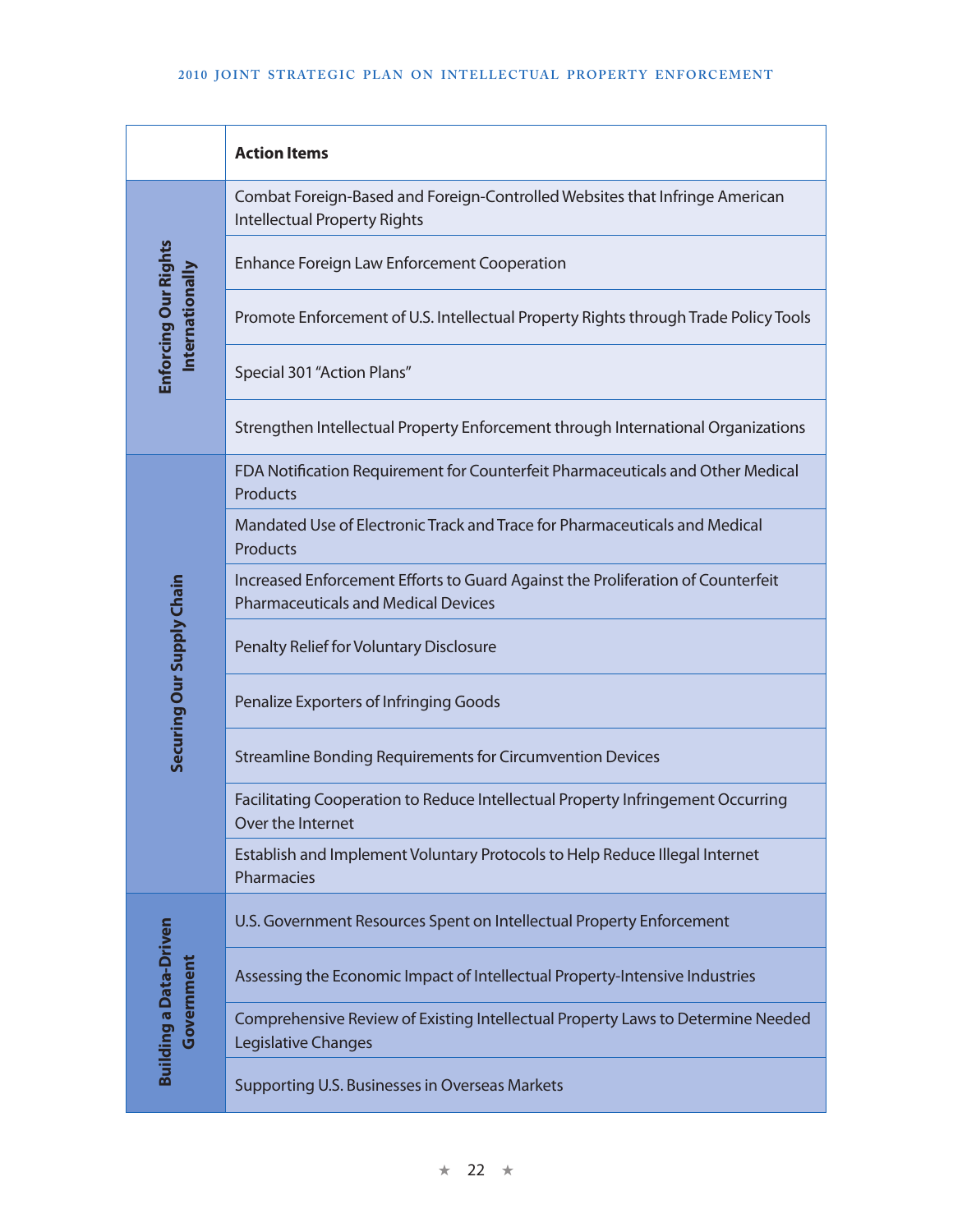| | Action Items |
|---|---|
| Enforcing Our Rights Internationally | Combat Foreign-Based and Foreign-Controlled Websites that Infringe American Intellectual Property Rights |
| | Enhance Foreign Law Enforcement Cooperation |
| | Promote Enforcement of U.S. Intellectual Property Rights through Trade Policy Tools |
| | Special 301 "Action Plans" |
| | Strengthen Intellectual Property Enforcement through International Organizations |
| Securing Our Supply Chain | FDA Notification Requirement for Counterfeit Pharmaceuticals and Other Medical Products |
| | Mandated Use of Electronic Track and Trace for Pharmaceuticals and Medical Products |
| | Increased Enforcement Efforts to Guard Against the Proliferation of Counterfeit Pharmaceuticals and Medical Devices |
| | Penalty Relief for Voluntary Disclosure |
| | Penalize Exporters of Infringing Goods |
| | Streamline Bonding Requirements for Circumvention Devices |
| | Facilitating Cooperation to Reduce Intellectual Property Infringement Occurring Over the Internet |
| | Establish and Implement Voluntary Protocols to Help Reduce Illegal Internet Pharmacies |
| Building a Data-Driven Government | U.S. Government Resources Spent on Intellectual Property Enforcement |
| | Assessing the Economic Impact of Intellectual Property-Intensive Industries |
| | Comprehensive Review of Existing Intellectual Property Laws to Determine Needed Legislative Changes |
| | Supporting U.S. Businesses in Overseas Markets |